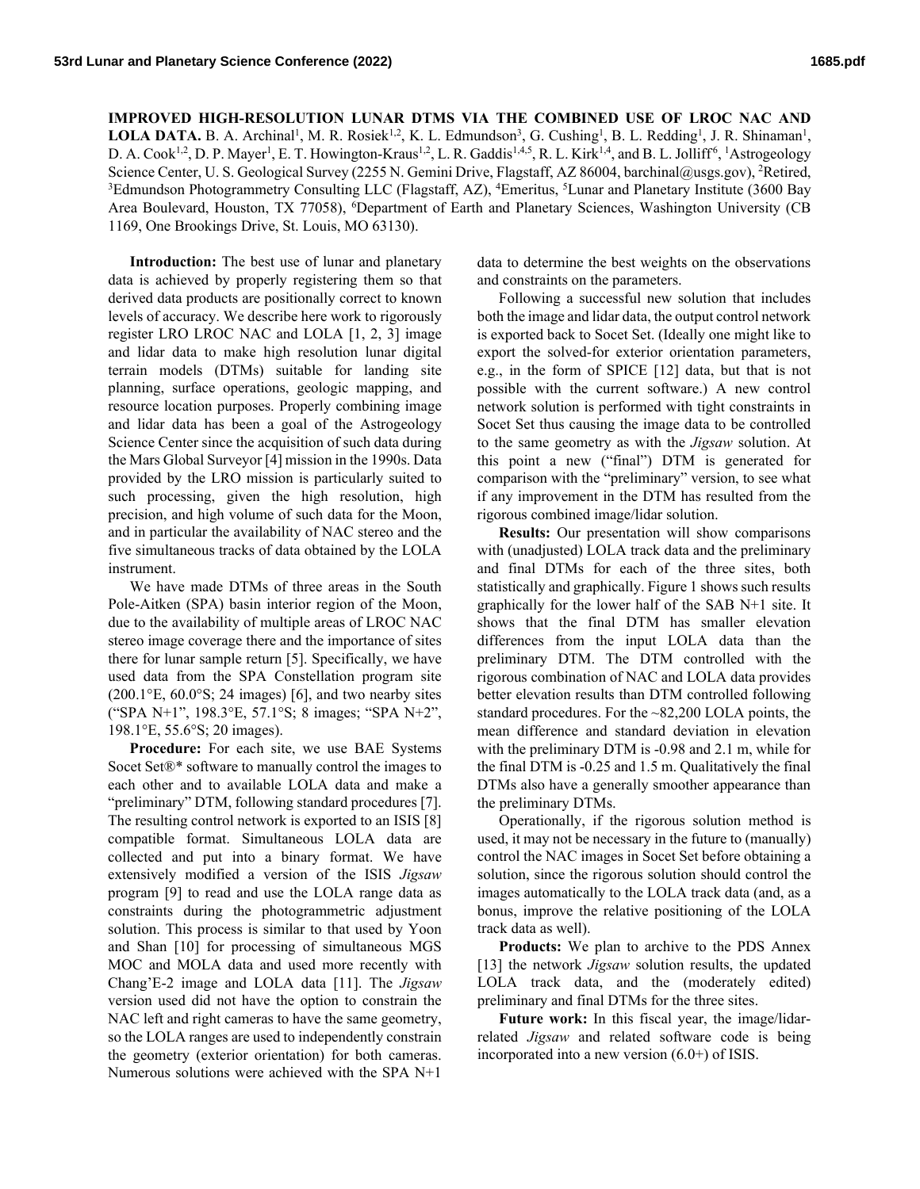# IMPROVED HIGH-RESOLUTION LUNAR DTMS VIA THE COMBINED USE OF LROC NAC AND LOLA DATA.

B. A. Archinal[1], M. R. Rosiek[1,2], K. L. Edmundson[3], G. Cushing[1], B. L. Redding[1], J. R. Shinaman[1], D. A. Cook[1,2], D. P. Mayer[1], E. T. Howington-Kraus[1,2], L. R. Gaddis[1,4,5], R. L. Kirk[1,4], and B. L. Jolliff[6], [1]Astrogeology Science Center, U. S. Geological Survey (2255 N. Gemini Drive, Flagstaff, AZ 86004, barchinal@usgs.gov), [2]Retired, [3]Edmundson Photogrammetry Consulting LLC (Flagstaff, AZ), [4]Emeritus, [5]Lunar and Planetary Institute (3600 Bay Area Boulevard, Houston, TX 77058), [6]Department of Earth and Planetary Sciences, Washington University (CB 1169, One Brookings Drive, St. Louis, MO 63130).

**Introduction:** The best use of lunar and planetary data is achieved by properly registering them so that derived data products are positionally correct to known levels of accuracy. We describe here work to rigorously register LRO LROC NAC and LOLA [1, 2, 3] image and lidar data to make high resolution lunar digital terrain models (DTMs) suitable for landing site planning, surface operations, geologic mapping, and resource location purposes. Properly combining image and lidar data has been a goal of the Astrogeology Science Center since the acquisition of such data during the Mars Global Surveyor [4] mission in the 1990s. Data provided by the LRO mission is particularly suited to such processing, given the high resolution, high precision, and high volume of such data for the Moon, and in particular the availability of NAC stereo and the five simultaneous tracks of data obtained by the LOLA instrument.

We have made DTMs of three areas in the South Pole-Aitken (SPA) basin interior region of the Moon, due to the availability of multiple areas of LROC NAC stereo image coverage there and the importance of sites there for lunar sample return [5]. Specifically, we have used data from the SPA Constellation program site (200.1°E, 60.0°S; 24 images) [6], and two nearby sites ("SPA N+1", 198.3°E, 57.1°S; 8 images; "SPA N+2", 198.1°E, 55.6°S; 20 images).

**Procedure:** For each site, we use BAE Systems Socet Set®* software to manually control the images to each other and to available LOLA data and make a "preliminary" DTM, following standard procedures [7]. The resulting control network is exported to an ISIS [8] compatible format. Simultaneous LOLA data are collected and put into a binary format. We have extensively modified a version of the ISIS *Jigsaw* program [9] to read and use the LOLA range data as constraints during the photogrammetric adjustment solution. This process is similar to that used by Yoon and Shan [10] for processing of simultaneous MGS MOC and MOLA data and used more recently with Chang'E-2 image and LOLA data [11]. The *Jigsaw* version used did not have the option to constrain the NAC left and right cameras to have the same geometry, so the LOLA ranges are used to independently constrain the geometry (exterior orientation) for both cameras. Numerous solutions were achieved with the SPA N+1 data to determine the best weights on the observations and constraints on the parameters.

Following a successful new solution that includes both the image and lidar data, the output control network is exported back to Socet Set. (Ideally one might like to export the solved-for exterior orientation parameters, e.g., in the form of SPICE [12] data, but that is not possible with the current software.) A new control network solution is performed with tight constraints in Socet Set thus causing the image data to be controlled to the same geometry as with the *Jigsaw* solution. At this point a new ("final") DTM is generated for comparison with the "preliminary" version, to see what if any improvement in the DTM has resulted from the rigorous combined image/lidar solution.

**Results:** Our presentation will show comparisons with (unadjusted) LOLA track data and the preliminary and final DTMs for each of the three sites, both statistically and graphically. Figure 1 shows such results graphically for the lower half of the SAB N+1 site. It shows that the final DTM has smaller elevation differences from the input LOLA data than the preliminary DTM. The DTM controlled with the rigorous combination of NAC and LOLA data provides better elevation results than DTM controlled following standard procedures. For the ~82,200 LOLA points, the mean difference and standard deviation in elevation with the preliminary DTM is -0.98 and 2.1 m, while for the final DTM is -0.25 and 1.5 m. Qualitatively the final DTMs also have a generally smoother appearance than the preliminary DTMs.

Operationally, if the rigorous solution method is used, it may not be necessary in the future to (manually) control the NAC images in Socet Set before obtaining a solution, since the rigorous solution should control the images automatically to the LOLA track data (and, as a bonus, improve the relative positioning of the LOLA track data as well).

**Products:** We plan to archive to the PDS Annex [13] the network *Jigsaw* solution results, the updated LOLA track data, and the (moderately edited) preliminary and final DTMs for the three sites.

**Future work:** In this fiscal year, the image/lidar-related *Jigsaw* and related software code is being incorporated into a new version (6.0+) of ISIS.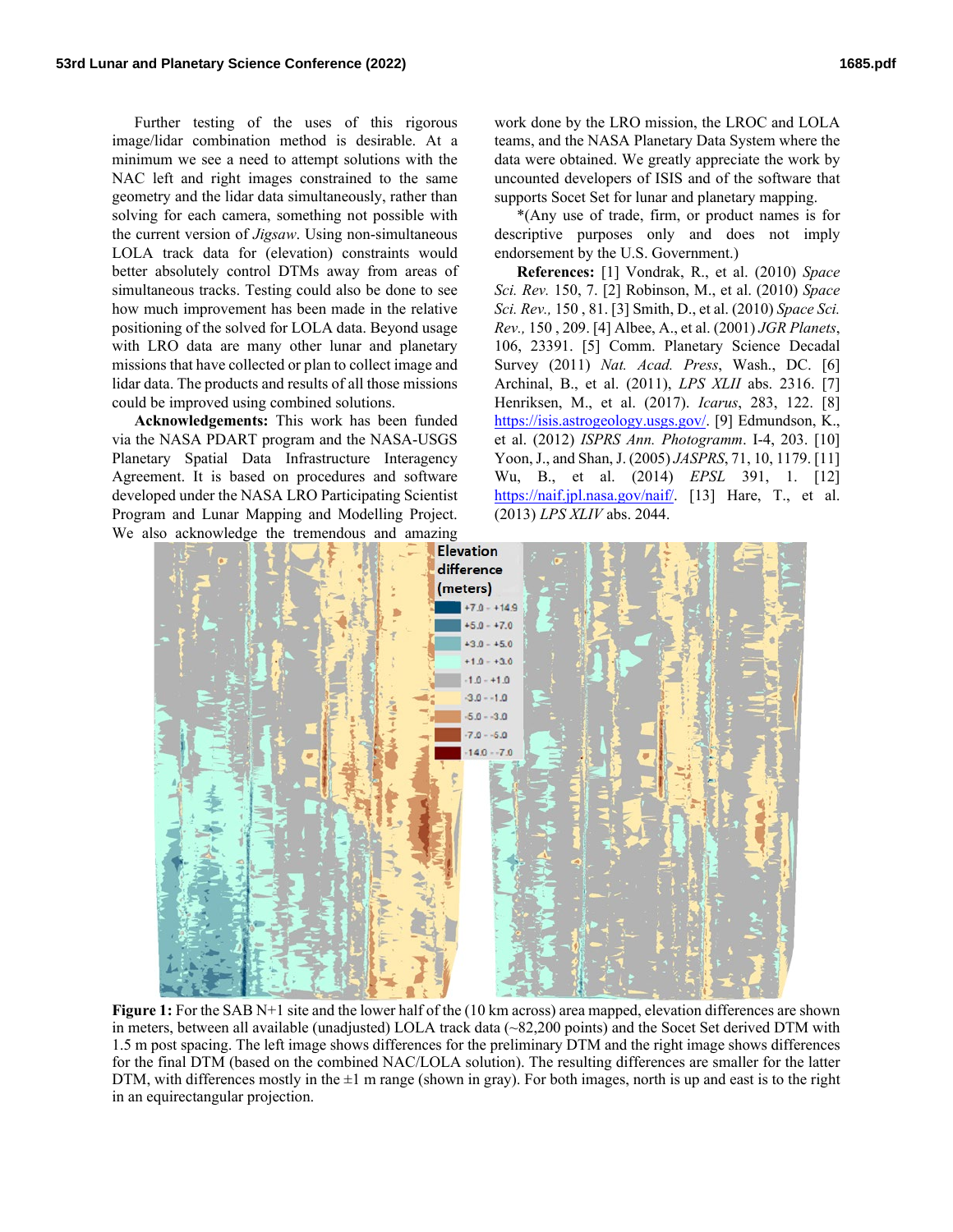Further testing of the uses of this rigorous image/lidar combination method is desirable. At a minimum we see a need to attempt solutions with the NAC left and right images constrained to the same geometry and the lidar data simultaneously, rather than solving for each camera, something not possible with the current version of *Jigsaw*. Using non-simultaneous LOLA track data for (elevation) constraints would better absolutely control DTMs away from areas of simultaneous tracks. Testing could also be done to see how much improvement has been made in the relative positioning of the solved for LOLA data. Beyond usage with LRO data are many other lunar and planetary missions that have collected or plan to collect image and lidar data. The products and results of all those missions could be improved using combined solutions.

**Acknowledgements:** This work has been funded via the NASA PDART program and the NASA-USGS Planetary Spatial Data Infrastructure Interagency Agreement. It is based on procedures and software developed under the NASA LRO Participating Scientist Program and Lunar Mapping and Modelling Project. We also acknowledge the tremendous and amazing work done by the LRO mission, the LROC and LOLA teams, and the NASA Planetary Data System where the data were obtained. We greatly appreciate the work by uncounted developers of ISIS and of the software that supports Socet Set for lunar and planetary mapping.

*(Any use of trade, firm, or product names is for descriptive purposes only and does not imply endorsement by the U.S. Government.)

**References:** [1] Vondrak, R., et al. (2010) *Space Sci. Rev.* 150, 7. [2] Robinson, M., et al. (2010) *Space Sci. Rev.,* 150 , 81. [3] Smith, D., et al. (2010) *Space Sci. Rev.,* 150 , 209. [4] Albee, A., et al. (2001) *JGR Planets*, 106, 23391. [5] Comm. Planetary Science Decadal Survey (2011) *Nat. Acad. Press*, Wash., DC. [6] Archinal, B., et al. (2011), *LPS XLII* abs. 2316. [7] Henriksen, M., et al. (2017). *Icarus*, 283, 122. [8] https://isis.astrogeology.usgs.gov/. [9] Edmundson, K., et al. (2012) *ISPRS Ann. Photogramm*. I-4, 203. [10] Yoon, J., and Shan, J. (2005) *JASPRS*, 71, 10, 1179. [11] Wu, B., et al. (2014) *EPSL* 391, 1. [12] https://naif.jpl.nasa.gov/naif/. [13] Hare, T., et al. (2013) *LPS XLIV* abs. 2044.

Elevation difference (meters)
+7.0 - +14.9
+5.0 - +7.0
+3.0 - +5.0
+1.0 - +3.0
-1.0 - +1.0
-3.0 - -1.0
-5.0 - -3.0
-7.0 - -5.0
-14.0 - -7.0

**Figure 1:** For the SAB N+1 site and the lower half of the (10 km across) area mapped, elevation differences are shown in meters, between all available (unadjusted) LOLA track data (~82,200 points) and the Socet Set derived DTM with 1.5 m post spacing. The left image shows differences for the preliminary DTM and the right image shows differences for the final DTM (based on the combined NAC/LOLA solution). The resulting differences are smaller for the latter DTM, with differences mostly in the ±1 m range (shown in gray). For both images, north is up and east is to the right in an equirectangular projection.